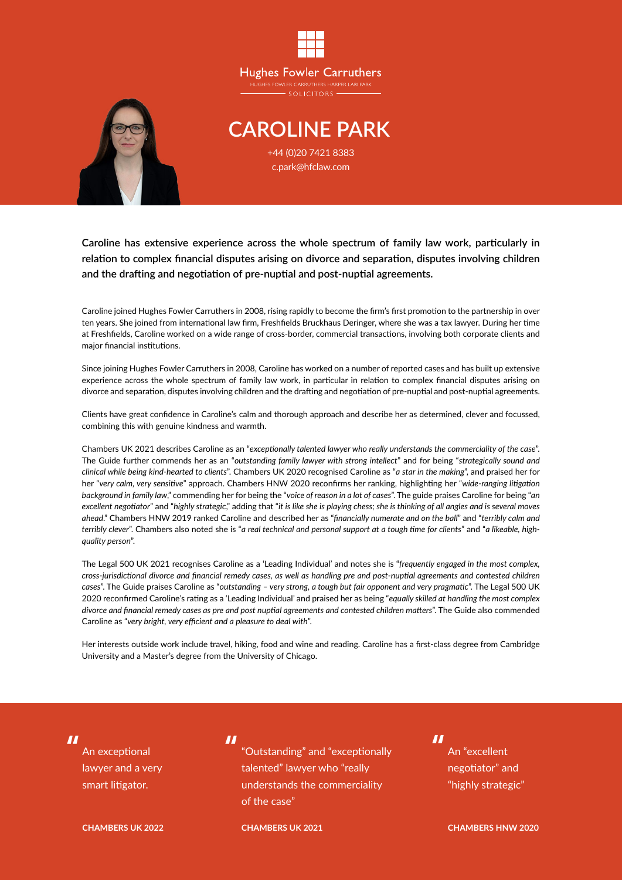Hughes Fowler Carruthers

HUGHES FOWLER CARRUTHERS HARPER LABI PARK

SOLICITORS

# CAROLINE PARK

+44 (0)20 7421 8383
c.park@hfclaw.com

**Caroline has extensive experience across the whole spectrum of family law work, particularly in relation to complex financial disputes arising on divorce and separation, disputes involving children and the drafting and negotiation of pre-nuptial and post-nuptial agreements.**

Caroline joined Hughes Fowler Carruthers in 2008, rising rapidly to become the firm's first promotion to the partnership in over ten years. She joined from international law firm, Freshfields Bruckhaus Deringer, where she was a tax lawyer. During her time at Freshfields, Caroline worked on a wide range of cross-border, commercial transactions, involving both corporate clients and major financial institutions.

Since joining Hughes Fowler Carruthers in 2008, Caroline has worked on a number of reported cases and has built up extensive experience across the whole spectrum of family law work, in particular in relation to complex financial disputes arising on divorce and separation, disputes involving children and the drafting and negotiation of pre-nuptial and post-nuptial agreements.

Clients have great confidence in Caroline's calm and thorough approach and describe her as determined, clever and focussed, combining this with genuine kindness and warmth.

Chambers UK 2021 describes Caroline as an "*exceptionally talented lawyer who really understands the commerciality of the case*". The Guide further commends her as an "*outstanding family lawyer with strong intellect*" and for being "*strategically sound and clinical while being kind-hearted to clients*". Chambers UK 2020 recognised Caroline as "*a star in the making*", and praised her for her "*very calm, very sensitive*" approach. Chambers HNW 2020 reconfirms her ranking, highlighting her "*wide-ranging litigation background in family law*," commending her for being the "*voice of reason in a lot of cases*". The guide praises Caroline for being "*an excellent negotiator*" and "*highly strategic*," adding that "*it is like she is playing chess; she is thinking of all angles and is several moves ahead*." Chambers HNW 2019 ranked Caroline and described her as "*financially numerate and on the ball*" and "*terribly calm and terribly clever*". Chambers also noted she is "*a real technical and personal support at a tough time for clients*" and "*a likeable, high-quality person*".

The Legal 500 UK 2021 recognises Caroline as a 'Leading Individual' and notes she is "*frequently engaged in the most complex, cross-jurisdictional divorce and financial remedy cases, as well as handling pre and post-nuptial agreements and contested children cases*". The Guide praises Caroline as "*outstanding – very strong, a tough but fair opponent and very pragmatic*". The Legal 500 UK 2020 reconfirmed Caroline's rating as a 'Leading Individual' and praised her as being "*equally skilled at handling the most complex divorce and financial remedy cases as pre and post nuptial agreements and contested children matters*". The Guide also commended Caroline as "*very bright, very efficient and a pleasure to deal with*".

Her interests outside work include travel, hiking, food and wine and reading. Caroline has a first-class degree from Cambridge University and a Master's degree from the University of Chicago.

> An exceptional lawyer and a very smart litigator.
>
> **CHAMBERS UK 2022**

> "Outstanding" and "exceptionally talented" lawyer who "really understands the commerciality of the case"
>
> **CHAMBERS UK 2021**

> An "excellent negotiator" and "highly strategic"
>
> **CHAMBERS HNW 2020**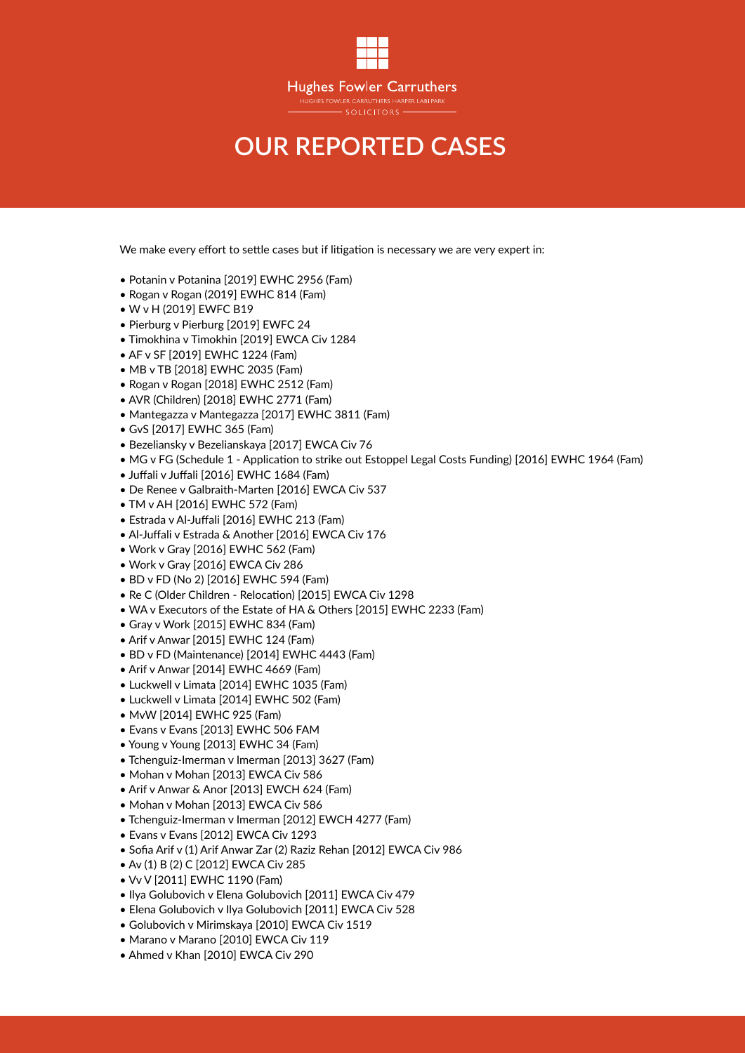Hughes Fowler Carruthers

HUGHES FOWLER CARRUTHERS HARPER LABI PARK

SOLICITORS

# OUR REPORTED CASES

We make every effort to settle cases but if litigation is necessary we are very expert in:

- Potanin v Potanina [2019] EWHC 2956 (Fam)
- Rogan v Rogan (2019] EWHC 814 (Fam)
- W v H (2019] EWFC B19
- Pierburg v Pierburg [2019] EWFC 24
- Timokhina v Timokhin [2019] EWCA Civ 1284
- AF v SF [2019] EWHC 1224 (Fam)
- MB v TB [2018] EWHC 2035 (Fam)
- Rogan v Rogan [2018] EWHC 2512 (Fam)
- AVR (Children) [2018] EWHC 2771 (Fam)
- Mantegazza v Mantegazza [2017] EWHC 3811 (Fam)
- GvS [2017] EWHC 365 (Fam)
- Bezeliansky v Bezelianskaya [2017] EWCA Civ 76
- MG v FG (Schedule 1 - Application to strike out Estoppel Legal Costs Funding) [2016] EWHC 1964 (Fam)
- Juffali v Juffali [2016] EWHC 1684 (Fam)
- De Renee v Galbraith-Marten [2016] EWCA Civ 537
- TM v AH [2016] EWHC 572 (Fam)
- Estrada v Al-Juffali [2016] EWHC 213 (Fam)
- Al-Juffali v Estrada & Another [2016] EWCA Civ 176
- Work v Gray [2016] EWHC 562 (Fam)
- Work v Gray [2016] EWCA Civ 286
- BD v FD (No 2) [2016] EWHC 594 (Fam)
- Re C (Older Children - Relocation) [2015] EWCA Civ 1298
- WA v Executors of the Estate of HA & Others [2015] EWHC 2233 (Fam)
- Gray v Work [2015] EWHC 834 (Fam)
- Arif v Anwar [2015] EWHC 124 (Fam)
- BD v FD (Maintenance) [2014] EWHC 4443 (Fam)
- Arif v Anwar [2014] EWHC 4669 (Fam)
- Luckwell v Limata [2014] EWHC 1035 (Fam)
- Luckwell v Limata [2014] EWHC 502 (Fam)
- MvW [2014] EWHC 925 (Fam)
- Evans v Evans [2013] EWHC 506 FAM
- Young v Young [2013] EWHC 34 (Fam)
- Tchenguiz-Imerman v Imerman [2013] 3627 (Fam)
- Mohan v Mohan [2013] EWCA Civ 586
- Arif v Anwar & Anor [2013] EWCH 624 (Fam)
- Mohan v Mohan [2013] EWCA Civ 586
- Tchenguiz-Imerman v Imerman [2012] EWCH 4277 (Fam)
- Evans v Evans [2012] EWCA Civ 1293
- Sofia Arif v (1) Arif Anwar Zar (2) Raziz Rehan [2012] EWCA Civ 986
- Av (1) B (2) C [2012] EWCA Civ 285
- Vv V [2011] EWHC 1190 (Fam)
- Ilya Golubovich v Elena Golubovich [2011] EWCA Civ 479
- Elena Golubovich v Ilya Golubovich [2011] EWCA Civ 528
- Golubovich v Mirimskaya [2010] EWCA Civ 1519
- Marano v Marano [2010] EWCA Civ 119
- Ahmed v Khan [2010] EWCA Civ 290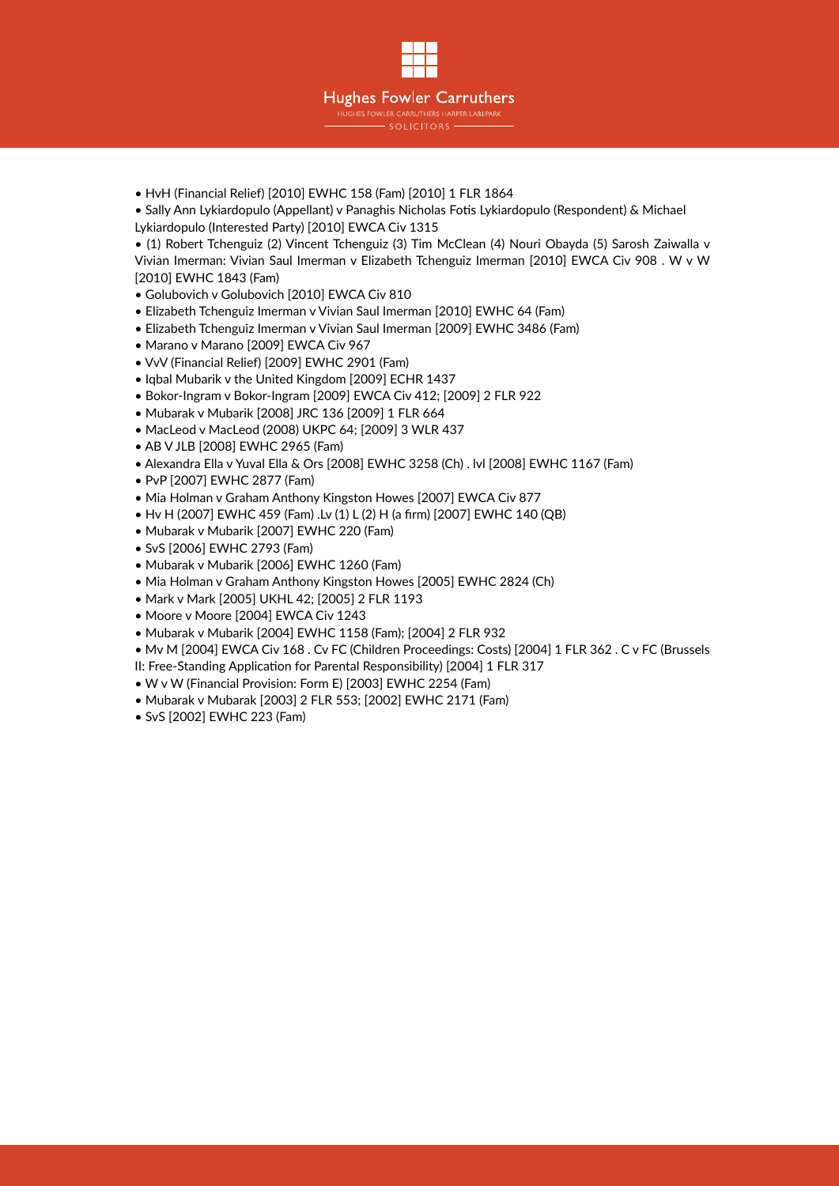- HvH (Financial Relief) [2010] EWHC 158 (Fam) [2010] 1 FLR 1864
- Sally Ann Lykiardopulo (Appellant) v Panaghis Nicholas Fotis Lykiardopulo (Respondent) & Michael Lykiardopulo (Interested Party) [2010] EWCA Civ 1315
- (1) Robert Tchenguiz (2) Vincent Tchenguiz (3) Tim McClean (4) Nouri Obayda (5) Sarosh Zaiwalla v Vivian Imerman: Vivian Saul Imerman v Elizabeth Tchenguiz Imerman [2010] EWCA Civ 908 . W v W [2010] EWHC 1843 (Fam)
- Golubovich v Golubovich [2010] EWCA Civ 810
- Elizabeth Tchenguiz Imerman v Vivian Saul Imerman [2010] EWHC 64 (Fam)
- Elizabeth Tchenguiz Imerman v Vivian Saul Imerman [2009] EWHC 3486 (Fam)
- Marano v Marano [2009] EWCA Civ 967
- VvV (Financial Relief) [2009] EWHC 2901 (Fam)
- Iqbal Mubarik v the United Kingdom [2009] ECHR 1437
- Bokor-Ingram v Bokor-Ingram [2009] EWCA Civ 412; [2009] 2 FLR 922
- Mubarak v Mubarik [2008] JRC 136 [2009] 1 FLR 664
- MacLeod v MacLeod (2008) UKPC 64; [2009] 3 WLR 437
- AB V JLB [2008] EWHC 2965 (Fam)
- Alexandra Ella v Yuval Ella & Ors [2008] EWHC 3258 (Ch) . Ivl [2008] EWHC 1167 (Fam)
- PvP [2007] EWHC 2877 (Fam)
- Mia Holman v Graham Anthony Kingston Howes [2007] EWCA Civ 877
- Hv H (2007] EWHC 459 (Fam) .Lv (1) L (2) H (a firm) [2007] EWHC 140 (QB)
- Mubarak v Mubarik [2007] EWHC 220 (Fam)
- SvS [2006] EWHC 2793 (Fam)
- Mubarak v Mubarik [2006] EWHC 1260 (Fam)
- Mia Holman v Graham Anthony Kingston Howes [2005] EWHC 2824 (Ch)
- Mark v Mark [2005] UKHL 42; [2005] 2 FLR 1193
- Moore v Moore [2004] EWCA Civ 1243
- Mubarak v Mubarik [2004] EWHC 1158 (Fam); [2004] 2 FLR 932
- Mv M [2004] EWCA Civ 168 . Cv FC (Children Proceedings: Costs) [2004] 1 FLR 362 . C v FC (Brussels II: Free-Standing Application for Parental Responsibility) [2004] 1 FLR 317
- W v W (Financial Provision: Form E) [2003] EWHC 2254 (Fam)
- Mubarak v Mubarak [2003] 2 FLR 553; [2002] EWHC 2171 (Fam)
- SvS [2002] EWHC 223 (Fam)